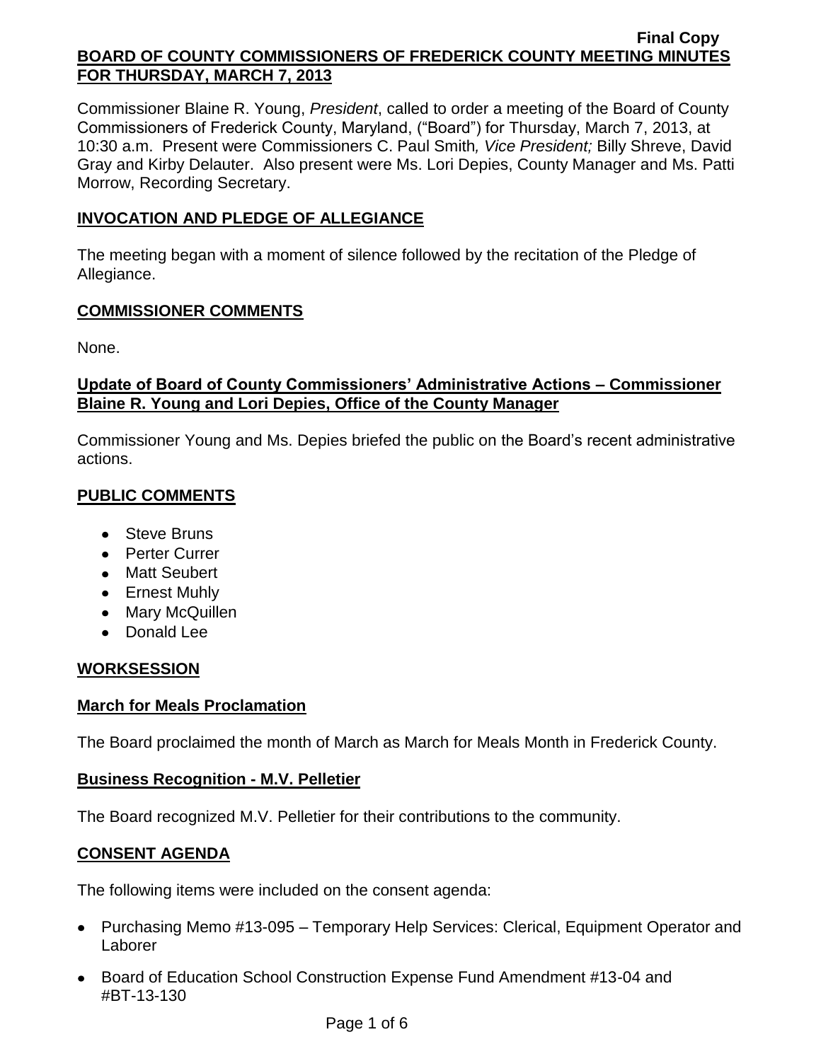Final Copy

# BOARD OF COUNTY COMMISSIONERS OF FREDERICK COUNTY MEETING MINUTES FOR THURSDAY, MARCH 7, 2013

Commissioner Blaine R. Young, *President*, called to order a meeting of the Board of County Commissioners of Frederick County, Maryland, ("Board") for Thursday, March 7, 2013, at 10:30 a.m. Present were Commissioners C. Paul Smith*, Vice President;* Billy Shreve, David Gray and Kirby Delauter. Also present were Ms. Lori Depies, County Manager and Ms. Patti Morrow, Recording Secretary.

## INVOCATION AND PLEDGE OF ALLEGIANCE

The meeting began with a moment of silence followed by the recitation of the Pledge of Allegiance.

## COMMISSIONER COMMENTS

None.

## Update of Board of County Commissioners' Administrative Actions – Commissioner Blaine R. Young and Lori Depies, Office of the County Manager

Commissioner Young and Ms. Depies briefed the public on the Board's recent administrative actions.

## PUBLIC COMMENTS

- Steve Bruns
- Perter Currer
- Matt Seubert
- Ernest Muhly
- Mary McQuillen
- Donald Lee

## WORKSESSION

### March for Meals Proclamation

The Board proclaimed the month of March as March for Meals Month in Frederick County.

### Business Recognition - M.V. Pelletier

The Board recognized M.V. Pelletier for their contributions to the community.

## CONSENT AGENDA

The following items were included on the consent agenda:

- Purchasing Memo #13-095 – Temporary Help Services: Clerical, Equipment Operator and Laborer
- Board of Education School Construction Expense Fund Amendment #13-04 and #BT-13-130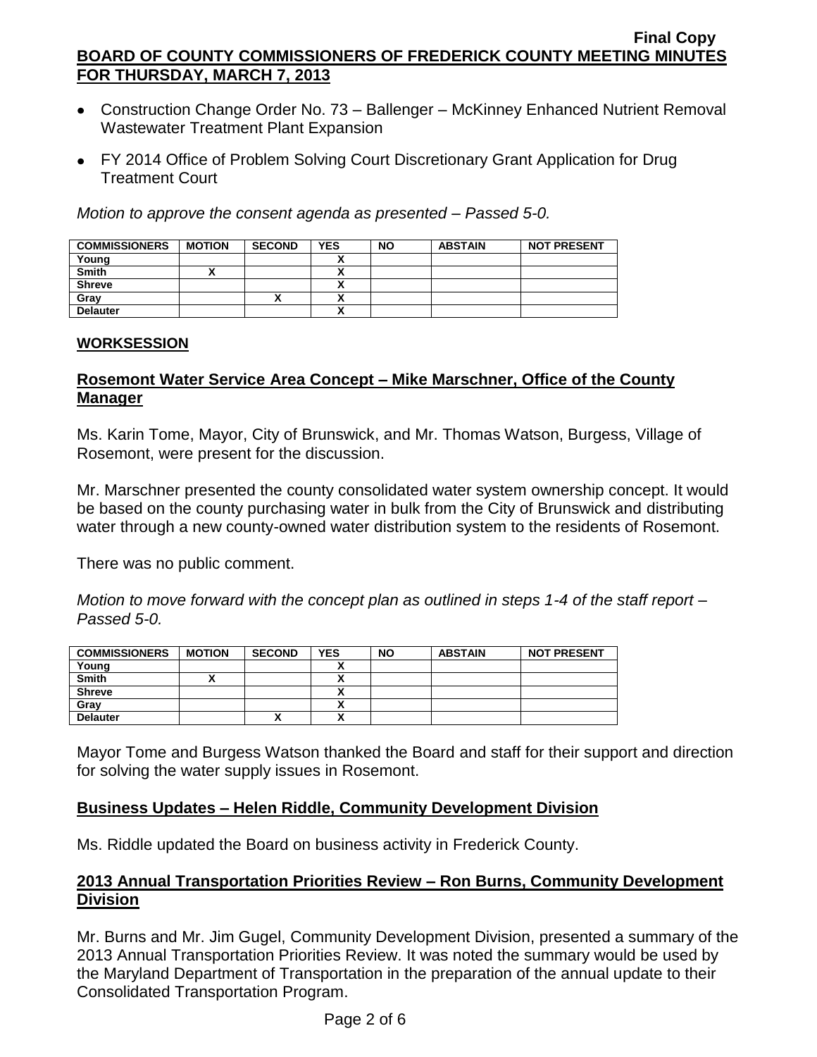- Construction Change Order No. 73 – Ballenger – McKinney Enhanced Nutrient Removal Wastewater Treatment Plant Expansion
- FY 2014 Office of Problem Solving Court Discretionary Grant Application for Drug Treatment Court

*Motion to approve the consent agenda as presented – Passed 5-0.*

| COMMISSIONERS | MOTION | SECOND | YES | NO | ABSTAIN | NOT PRESENT |
|---|---|---|---|---|---|---|
| Young | | | X | | | |
| Smith | X | | X | | | |
| Shreve | | | X | | | |
| Gray | | X | X | | | |
| Delauter | | | X | | | |

## WORKSESSION

### Rosemont Water Service Area Concept – Mike Marschner, Office of the County Manager

Ms. Karin Tome, Mayor, City of Brunswick, and Mr. Thomas Watson, Burgess, Village of Rosemont, were present for the discussion.

Mr. Marschner presented the county consolidated water system ownership concept. It would be based on the county purchasing water in bulk from the City of Brunswick and distributing water through a new county-owned water distribution system to the residents of Rosemont.

There was no public comment.

*Motion to move forward with the concept plan as outlined in steps 1-4 of the staff report – Passed 5-0.*

| COMMISSIONERS | MOTION | SECOND | YES | NO | ABSTAIN | NOT PRESENT |
|---|---|---|---|---|---|---|
| Young | | | X | | | |
| Smith | X | | X | | | |
| Shreve | | | X | | | |
| Gray | | | X | | | |
| Delauter | | X | X | | | |

Mayor Tome and Burgess Watson thanked the Board and staff for their support and direction for solving the water supply issues in Rosemont.

### Business Updates – Helen Riddle, Community Development Division

Ms. Riddle updated the Board on business activity in Frederick County.

### 2013 Annual Transportation Priorities Review – Ron Burns, Community Development Division

Mr. Burns and Mr. Jim Gugel, Community Development Division, presented a summary of the 2013 Annual Transportation Priorities Review. It was noted the summary would be used by the Maryland Department of Transportation in the preparation of the annual update to their Consolidated Transportation Program.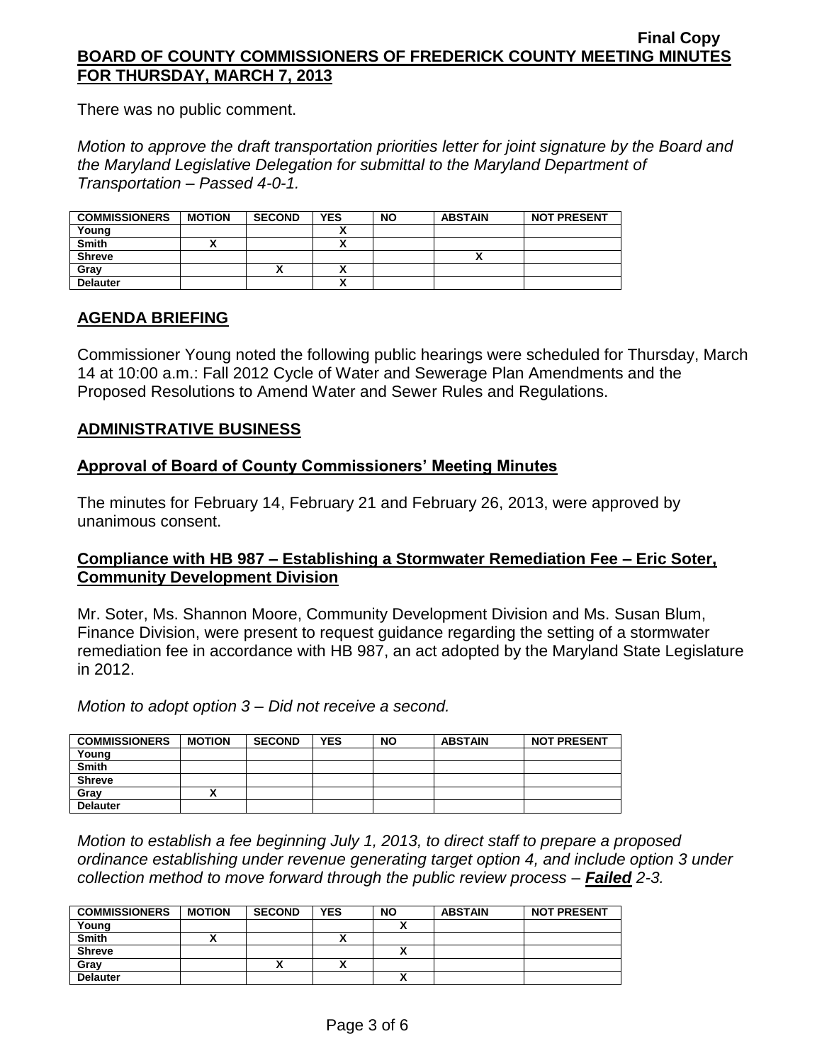There was no public comment.

*Motion to approve the draft transportation priorities letter for joint signature by the Board and the Maryland Legislative Delegation for submittal to the Maryland Department of Transportation – Passed 4-0-1.*

| COMMISSIONERS | MOTION | SECOND | YES | NO | ABSTAIN | NOT PRESENT |
|---|---|---|---|---|---|---|
| Young | | | X | | | |
| Smith | X | | X | | | |
| Shreve | | | | | X | |
| Gray | | X | X | | | |
| Delauter | | | X | | | |

## AGENDA BRIEFING

Commissioner Young noted the following public hearings were scheduled for Thursday, March 14 at 10:00 a.m.: Fall 2012 Cycle of Water and Sewerage Plan Amendments and the Proposed Resolutions to Amend Water and Sewer Rules and Regulations.

## ADMINISTRATIVE BUSINESS

### Approval of Board of County Commissioners' Meeting Minutes

The minutes for February 14, February 21 and February 26, 2013, were approved by unanimous consent.

### Compliance with HB 987 – Establishing a Stormwater Remediation Fee – Eric Soter, Community Development Division

Mr. Soter, Ms. Shannon Moore, Community Development Division and Ms. Susan Blum, Finance Division, were present to request guidance regarding the setting of a stormwater remediation fee in accordance with HB 987, an act adopted by the Maryland State Legislature in 2012.

*Motion to adopt option 3 – Did not receive a second.*

| COMMISSIONERS | MOTION | SECOND | YES | NO | ABSTAIN | NOT PRESENT |
|---|---|---|---|---|---|---|
| Young | | | | | | |
| Smith | | | | | | |
| Shreve | | | | | | |
| Gray | X | | | | | |
| Delauter | | | | | | |

*Motion to establish a fee beginning July 1, 2013, to direct staff to prepare a proposed ordinance establishing under revenue generating target option 4, and include option 3 under collection method to move forward through the public review process – **Failed** 2-3.*

| COMMISSIONERS | MOTION | SECOND | YES | NO | ABSTAIN | NOT PRESENT |
|---|---|---|---|---|---|---|
| Young | | | | X | | |
| Smith | X | | X | | | |
| Shreve | | | | X | | |
| Gray | | X | X | | | |
| Delauter | | | | X | | |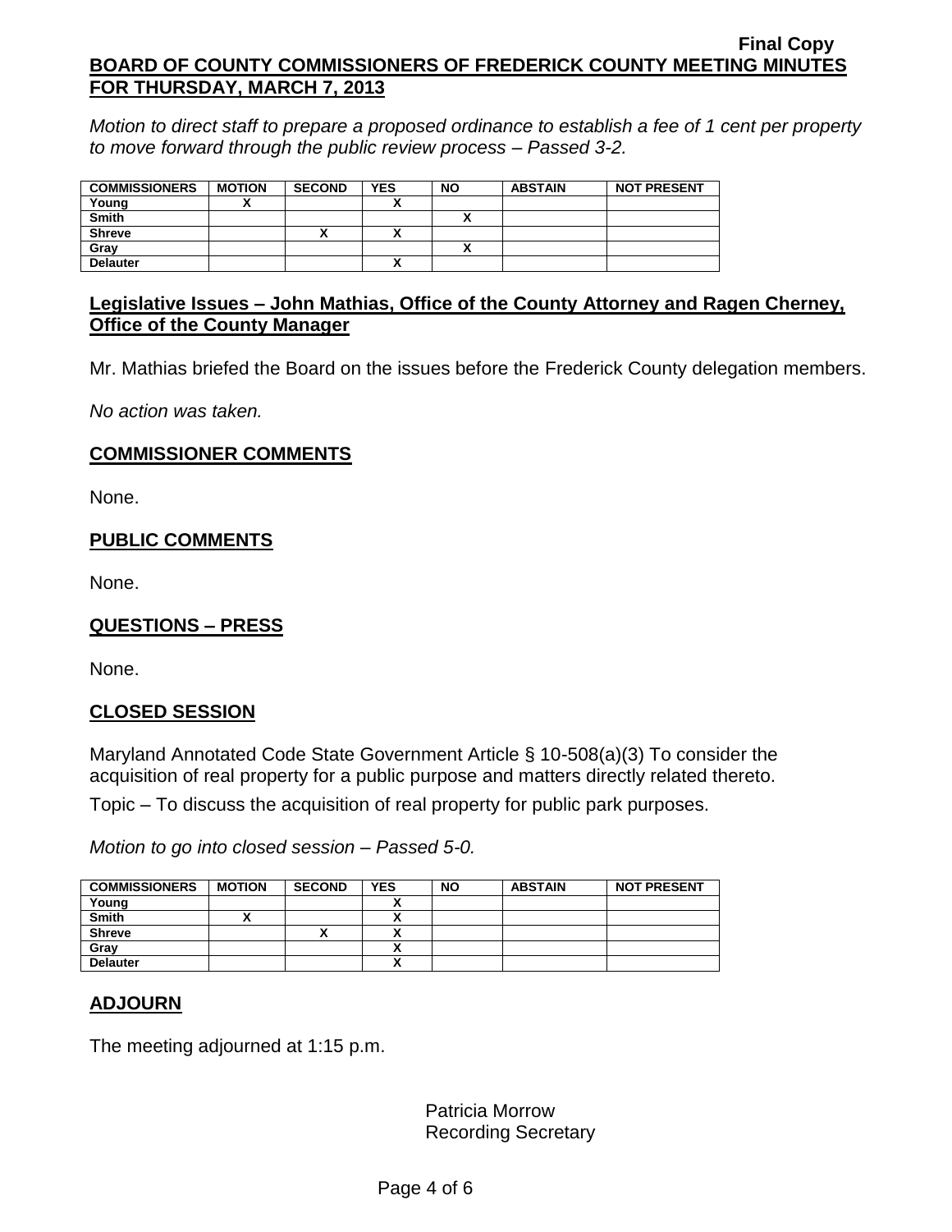Final Copy

**BOARD OF COUNTY COMMISSIONERS OF FREDERICK COUNTY MEETING MINUTES FOR THURSDAY, MARCH 7, 2013**

*Motion to direct staff to prepare a proposed ordinance to establish a fee of 1 cent per property to move forward through the public review process – Passed 3-2.*

| COMMISSIONERS | MOTION | SECOND | YES | NO | ABSTAIN | NOT PRESENT |
|---|---|---|---|---|---|---|
| Young | X | | X | | | |
| Smith | | | | X | | |
| Shreve | | X | X | | | |
| Gray | | | | X | | |
| Delauter | | | X | | | |

## Legislative Issues – John Mathias, Office of the County Attorney and Ragen Cherney, Office of the County Manager

Mr. Mathias briefed the Board on the issues before the Frederick County delegation members.

*No action was taken.*

## COMMISSIONER COMMENTS

None.

## PUBLIC COMMENTS

None.

## QUESTIONS – PRESS

None.

## CLOSED SESSION

Maryland Annotated Code State Government Article § 10-508(a)(3) To consider the acquisition of real property for a public purpose and matters directly related thereto.

Topic – To discuss the acquisition of real property for public park purposes.

*Motion to go into closed session – Passed 5-0.*

| COMMISSIONERS | MOTION | SECOND | YES | NO | ABSTAIN | NOT PRESENT |
|---|---|---|---|---|---|---|
| Young | | | X | | | |
| Smith | X | | X | | | |
| Shreve | | X | X | | | |
| Gray | | | X | | | |
| Delauter | | | X | | | |

## ADJOURN

The meeting adjourned at 1:15 p.m.

Patricia Morrow
Recording Secretary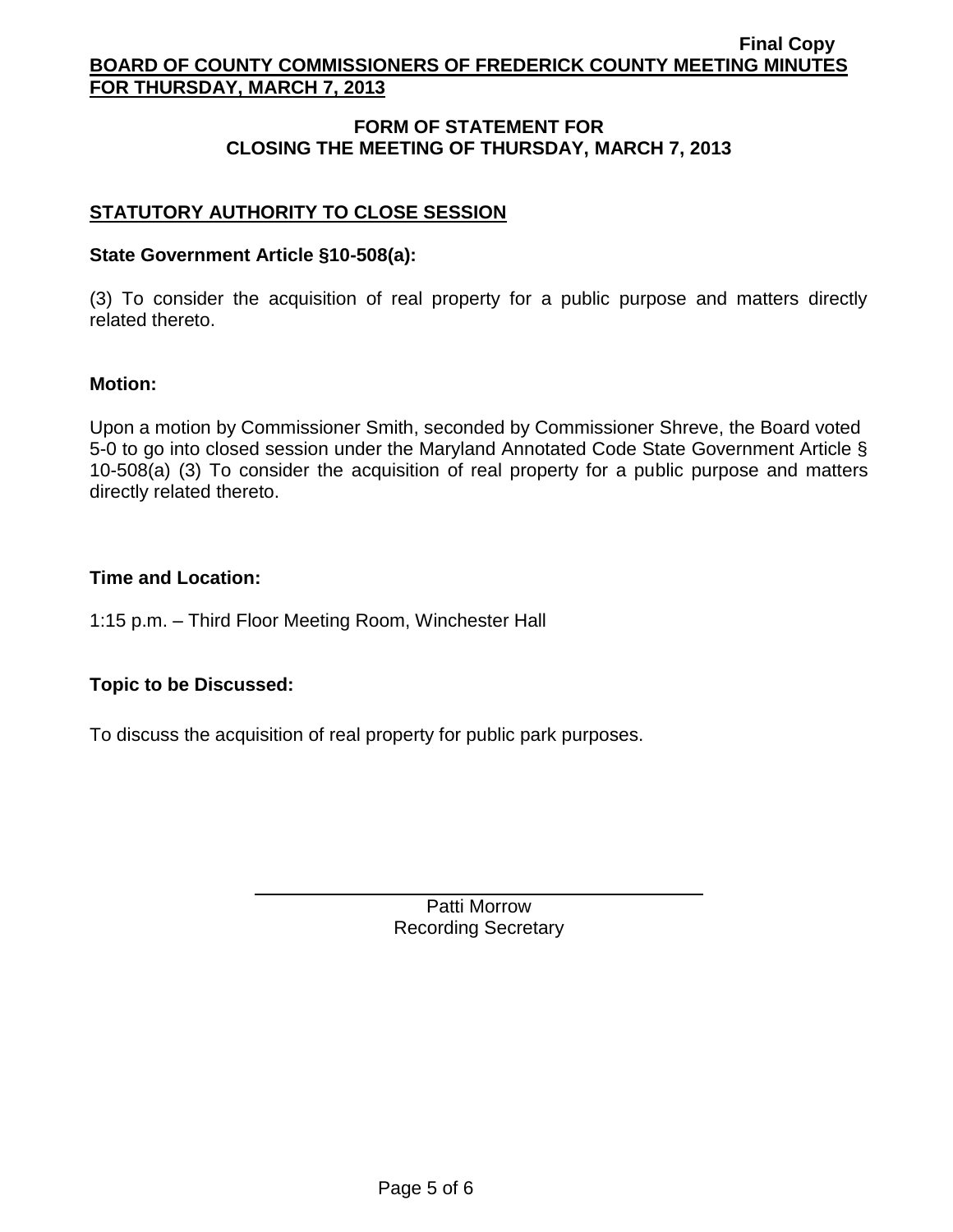## FORM OF STATEMENT FOR CLOSING THE MEETING OF THURSDAY, MARCH 7, 2013

### STATUTORY AUTHORITY TO CLOSE SESSION

**State Government Article §10-508(a):**

(3) To consider the acquisition of real property for a public purpose and matters directly related thereto.

**Motion:**

Upon a motion by Commissioner Smith, seconded by Commissioner Shreve, the Board voted 5-0 to go into closed session under the Maryland Annotated Code State Government Article § 10-508(a) (3) To consider the acquisition of real property for a public purpose and matters directly related thereto.

**Time and Location:**

1:15 p.m. – Third Floor Meeting Room, Winchester Hall

**Topic to be Discussed:**

To discuss the acquisition of real property for public park purposes.

Patti Morrow
Recording Secretary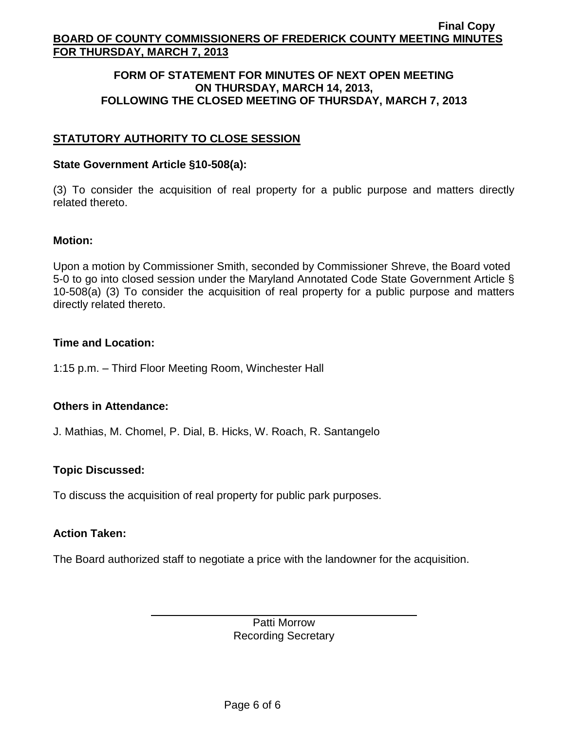**FORM OF STATEMENT FOR MINUTES OF NEXT OPEN MEETING ON THURSDAY, MARCH 14, 2013, FOLLOWING THE CLOSED MEETING OF THURSDAY, MARCH 7, 2013**

## STATUTORY AUTHORITY TO CLOSE SESSION

**State Government Article §10-508(a):**

(3) To consider the acquisition of real property for a public purpose and matters directly related thereto.

**Motion:**

Upon a motion by Commissioner Smith, seconded by Commissioner Shreve, the Board voted 5-0 to go into closed session under the Maryland Annotated Code State Government Article § 10-508(a) (3) To consider the acquisition of real property for a public purpose and matters directly related thereto.

**Time and Location:**

1:15 p.m. – Third Floor Meeting Room, Winchester Hall

**Others in Attendance:**

J. Mathias, M. Chomel, P. Dial, B. Hicks, W. Roach, R. Santangelo

**Topic Discussed:**

To discuss the acquisition of real property for public park purposes.

**Action Taken:**

The Board authorized staff to negotiate a price with the landowner for the acquisition.

Patti Morrow
Recording Secretary